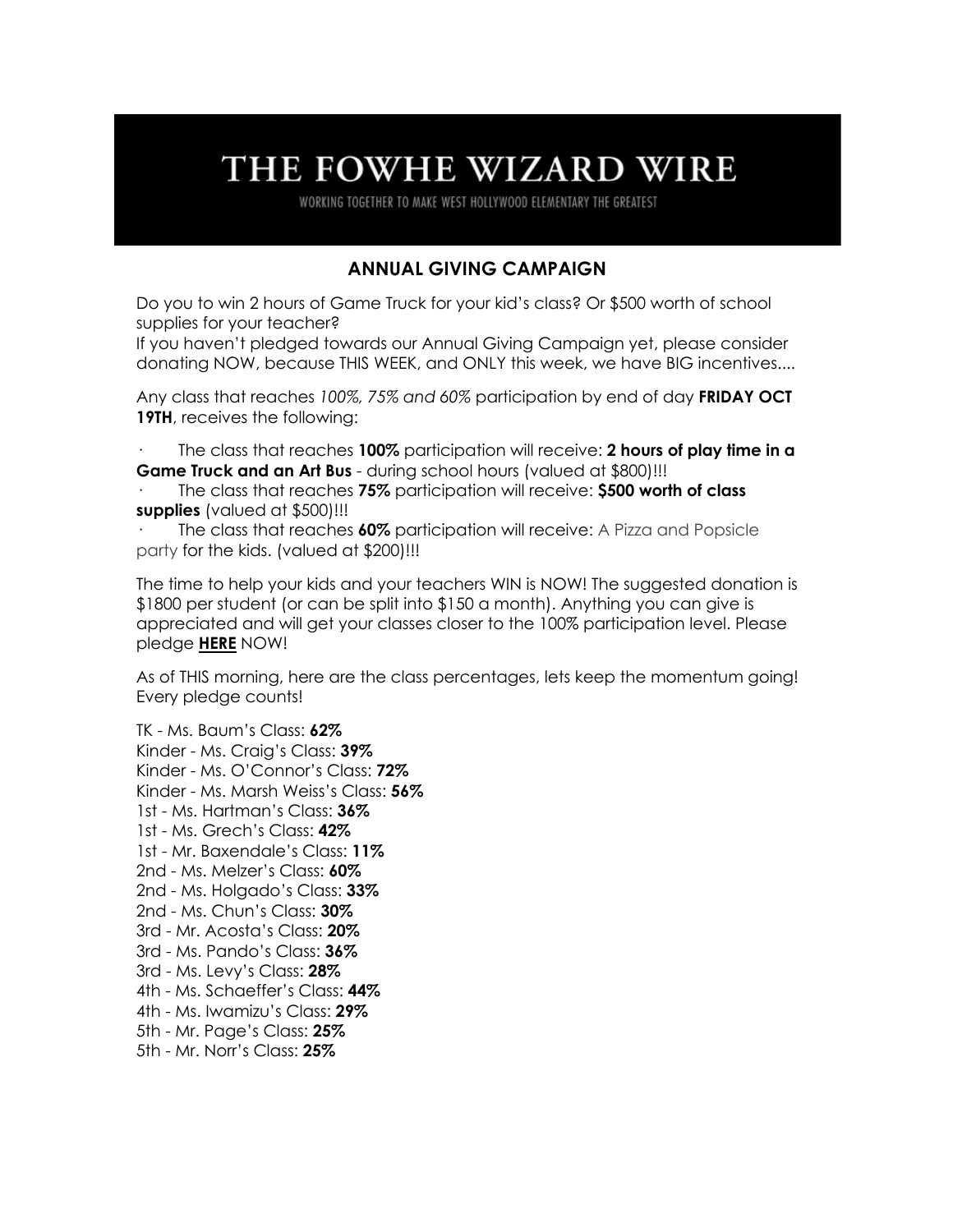# THE FOWHE WIZARD WIRE

WORKING TOGETHER TO MAKE WEST HOLLYWOOD ELEMENTARY THE GREATEST

## ANNUAL GIVING CAMPAIGN

Do you to win 2 hours of Game Truck for your kid's class? Or $500 worth of school supplies for your teacher?
If you haven't pledged towards our Annual Giving Campaign yet, please consider donating NOW, because THIS WEEK, and ONLY this week, we have BIG incentives....

Any class that reaches *100%, 75% and 60%* participation by end of day **FRIDAY OCT 19TH**, receives the following:

- The class that reaches **100%** participation will receive: **2 hours of play time in a Game Truck and an Art Bus** - during school hours (valued at $800)!!!
- The class that reaches **75%** participation will receive: **$500 worth of class supplies** (valued at $500)!!!
- The class that reaches **60%** participation will receive: A Pizza and Popsicle party for the kids. (valued at $200)!!!

The time to help your kids and your teachers WIN is NOW! The suggested donation is $1800 per student (or can be split into $150 a month). Anything you can give is appreciated and will get your classes closer to the 100% participation level. Please pledge **HERE** NOW!

As of THIS morning, here are the class percentages, lets keep the momentum going! Every pledge counts!

TK - Ms. Baum's Class: **62%**
Kinder - Ms. Craig's Class: **39%**
Kinder - Ms. O'Connor's Class: **72%**
Kinder - Ms. Marsh Weiss's Class: **56%**
1st - Ms. Hartman's Class: **36%**
1st - Ms. Grech's Class: **42%**
1st - Mr. Baxendale's Class: **11%**
2nd - Ms. Melzer's Class: **60%**
2nd - Ms. Holgado's Class: **33%**
2nd - Ms. Chun's Class: **30%**
3rd - Mr. Acosta's Class: **20%**
3rd - Ms. Pando's Class: **36%**
3rd - Ms. Levy's Class: **28%**
4th - Ms. Schaeffer's Class: **44%**
4th - Ms. Iwamizu's Class: **29%**
5th - Mr. Page's Class: **25%**
5th - Mr. Norr's Class: **25%**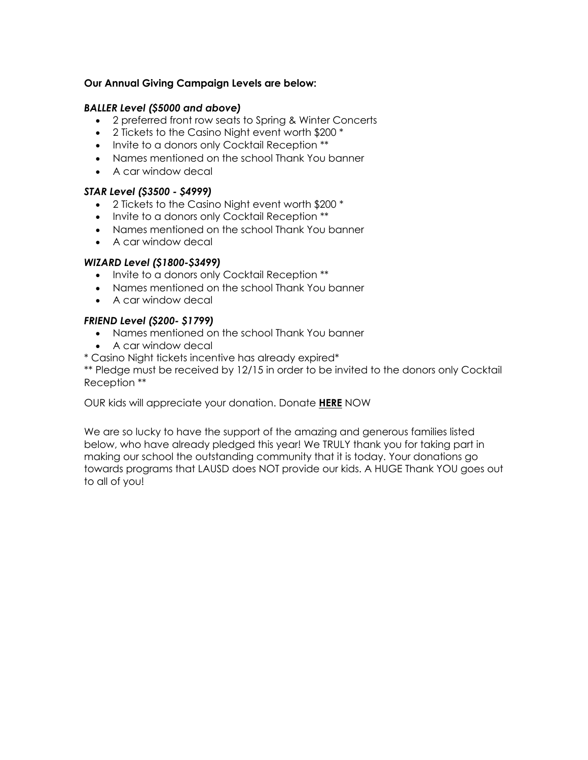**Our Annual Giving Campaign Levels are below:**

***BALLER Level ($5000 and above)***

- 2 preferred front row seats to Spring & Winter Concerts
- 2 Tickets to the Casino Night event worth $200 *
- Invite to a donors only Cocktail Reception **
- Names mentioned on the school Thank You banner
- A car window decal

***STAR Level ($3500 - $4999)***

- 2 Tickets to the Casino Night event worth $200 *
- Invite to a donors only Cocktail Reception **
- Names mentioned on the school Thank You banner
- A car window decal

***WIZARD Level ($1800-$3499)***

- Invite to a donors only Cocktail Reception **
- Names mentioned on the school Thank You banner
- A car window decal

***FRIEND Level ($200- $1799)***

- Names mentioned on the school Thank You banner
- A car window decal

* Casino Night tickets incentive has already expired*

** Pledge must be received by 12/15 in order to be invited to the donors only Cocktail Reception **

OUR kids will appreciate your donation. Donate **HERE** NOW

We are so lucky to have the support of the amazing and generous families listed below, who have already pledged this year! We TRULY thank you for taking part in making our school the outstanding community that it is today. Your donations go towards programs that LAUSD does NOT provide our kids. A HUGE Thank YOU goes out to all of you!